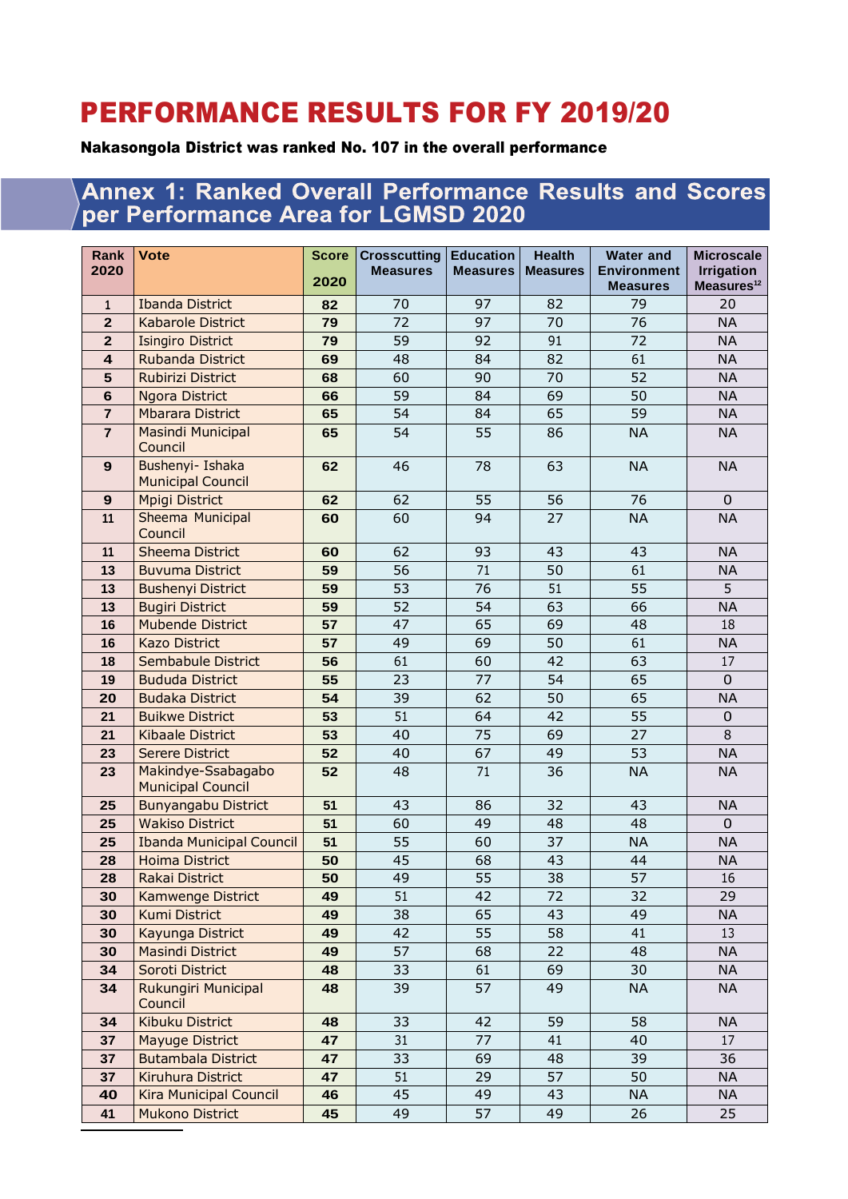# PERFORMANCE RESULTS FOR FY 2019/20

**Nakasongola District was ranked No. 107 in the overall performance**

## Annex 1: Ranked Overall Performance Results and Scores per Performance Area for LGMSD 2020

| Rank 2020 | Vote | Score 2020 | Crosscutting Measures | Education Measures | Health Measures | Water and Environment Measures | Microscale Irrigation Measures[12] |
|---|---|---|---|---|---|---|---|
| 1 | Ibanda District | 82 | 70 | 97 | 82 | 79 | 20 |
| 2 | Kabarole District | 79 | 72 | 97 | 70 | 76 | NA |
| 2 | Isingiro District | 79 | 59 | 92 | 91 | 72 | NA |
| 4 | Rubanda District | 69 | 48 | 84 | 82 | 61 | NA |
| 5 | Rubirizi District | 68 | 60 | 90 | 70 | 52 | NA |
| 6 | Ngora District | 66 | 59 | 84 | 69 | 50 | NA |
| 7 | Mbarara District | 65 | 54 | 84 | 65 | 59 | NA |
| 7 | Masindi Municipal Council | 65 | 54 | 55 | 86 | NA | NA |
| 9 | Bushenyi- Ishaka Municipal Council | 62 | 46 | 78 | 63 | NA | NA |
| 9 | Mpigi District | 62 | 62 | 55 | 56 | 76 | 0 |
| 11 | Sheema Municipal Council | 60 | 60 | 94 | 27 | NA | NA |
| 11 | Sheema District | 60 | 62 | 93 | 43 | 43 | NA |
| 13 | Buvuma District | 59 | 56 | 71 | 50 | 61 | NA |
| 13 | Bushenyi District | 59 | 53 | 76 | 51 | 55 | 5 |
| 13 | Bugiri District | 59 | 52 | 54 | 63 | 66 | NA |
| 16 | Mubende District | 57 | 47 | 65 | 69 | 48 | 18 |
| 16 | Kazo District | 57 | 49 | 69 | 50 | 61 | NA |
| 18 | Sembabule District | 56 | 61 | 60 | 42 | 63 | 17 |
| 19 | Bududa District | 55 | 23 | 77 | 54 | 65 | 0 |
| 20 | Budaka District | 54 | 39 | 62 | 50 | 65 | NA |
| 21 | Buikwe District | 53 | 51 | 64 | 42 | 55 | 0 |
| 21 | Kibaale District | 53 | 40 | 75 | 69 | 27 | 8 |
| 23 | Serere District | 52 | 40 | 67 | 49 | 53 | NA |
| 23 | Makindye-Ssabagabo Municipal Council | 52 | 48 | 71 | 36 | NA | NA |
| 25 | Bunyangabu District | 51 | 43 | 86 | 32 | 43 | NA |
| 25 | Wakiso District | 51 | 60 | 49 | 48 | 48 | 0 |
| 25 | Ibanda Municipal Council | 51 | 55 | 60 | 37 | NA | NA |
| 28 | Hoima District | 50 | 45 | 68 | 43 | 44 | NA |
| 28 | Rakai District | 50 | 49 | 55 | 38 | 57 | 16 |
| 30 | Kamwenge District | 49 | 51 | 42 | 72 | 32 | 29 |
| 30 | Kumi District | 49 | 38 | 65 | 43 | 49 | NA |
| 30 | Kayunga District | 49 | 42 | 55 | 58 | 41 | 13 |
| 30 | Masindi District | 49 | 57 | 68 | 22 | 48 | NA |
| 34 | Soroti District | 48 | 33 | 61 | 69 | 30 | NA |
| 34 | Rukungiri Municipal Council | 48 | 39 | 57 | 49 | NA | NA |
| 34 | Kibuku District | 48 | 33 | 42 | 59 | 58 | NA |
| 37 | Mayuge District | 47 | 31 | 77 | 41 | 40 | 17 |
| 37 | Butambala District | 47 | 33 | 69 | 48 | 39 | 36 |
| 37 | Kiruhura District | 47 | 51 | 29 | 57 | 50 | NA |
| 40 | Kira Municipal Council | 46 | 45 | 49 | 43 | NA | NA |
| 41 | Mukono District | 45 | 49 | 57 | 49 | 26 | 25 |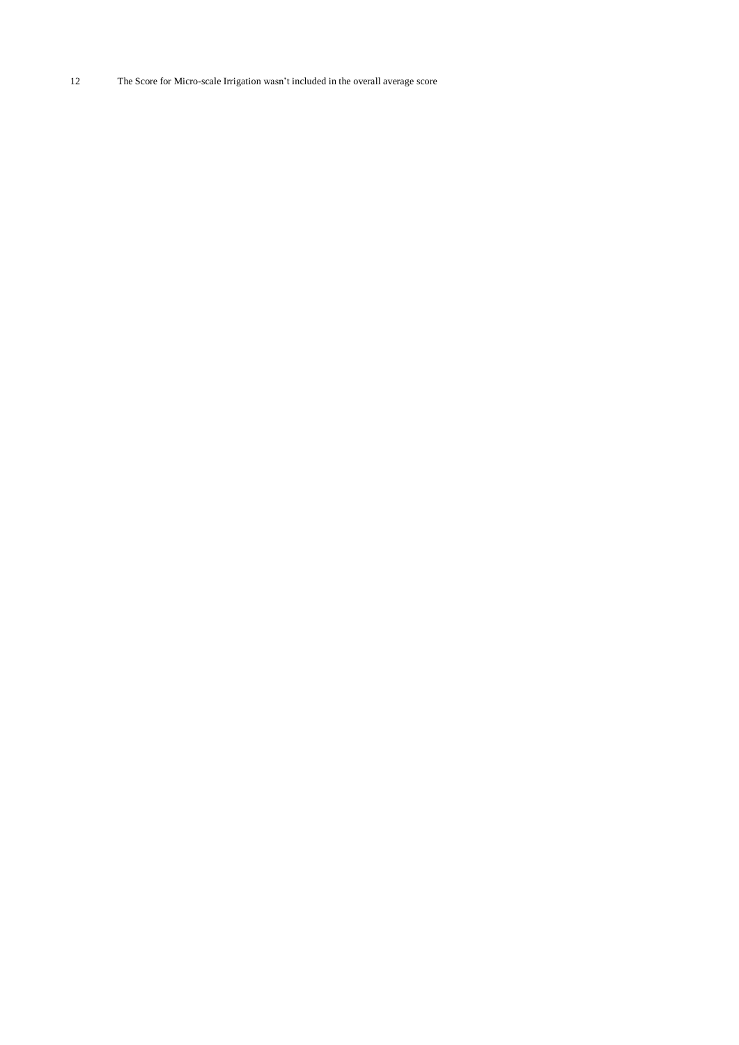12 The Score for Micro-scale Irrigation wasn't included in the overall average score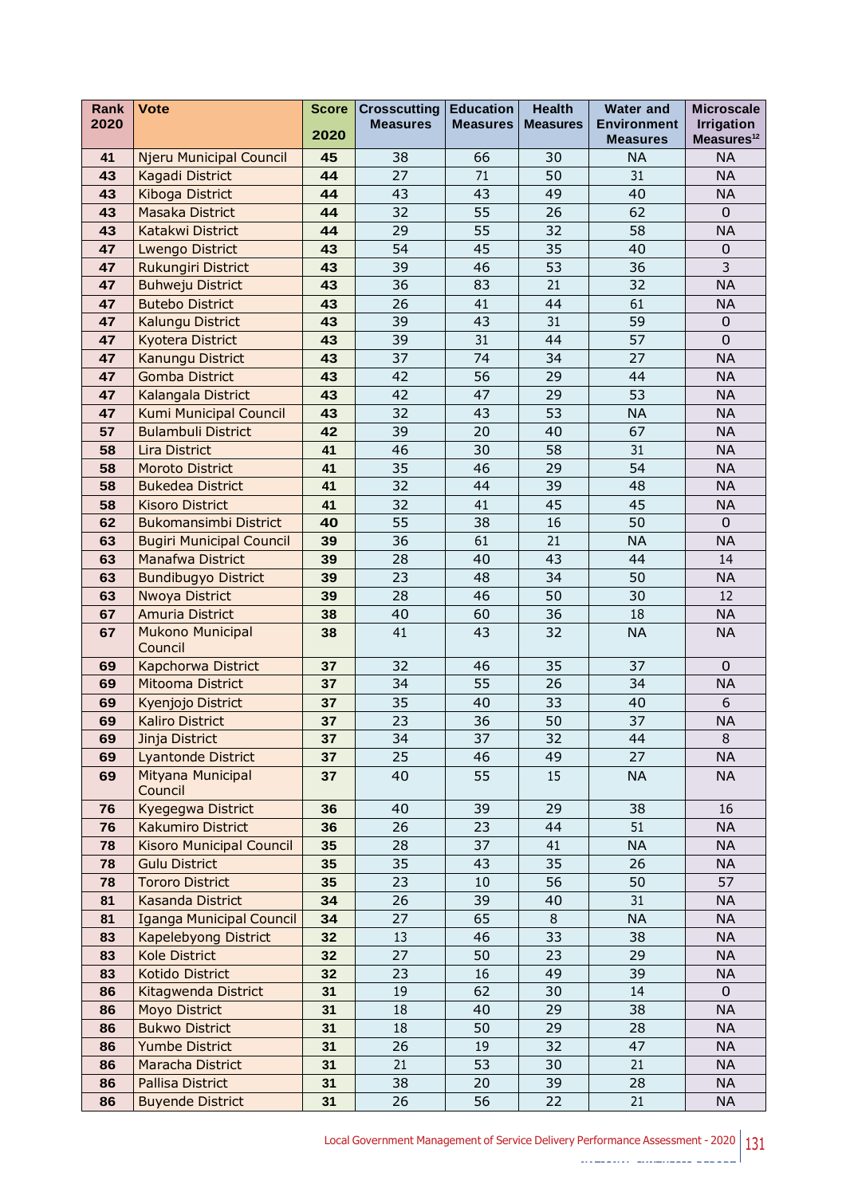| Rank 2020 | Vote | Score 2020 | Crosscutting Measures | Education Measures | Health Measures | Water and Environment Measures | Microscale Irrigation Measures[12] |
|---|---|---|---|---|---|---|---|
| 41 | Njeru Municipal Council | 45 | 38 | 66 | 30 | NA | NA |
| 43 | Kagadi District | 44 | 27 | 71 | 50 | 31 | NA |
| 43 | Kiboga District | 44 | 43 | 43 | 49 | 40 | NA |
| 43 | Masaka District | 44 | 32 | 55 | 26 | 62 | 0 |
| 43 | Katakwi District | 44 | 29 | 55 | 32 | 58 | NA |
| 47 | Lwengo District | 43 | 54 | 45 | 35 | 40 | 0 |
| 47 | Rukungiri District | 43 | 39 | 46 | 53 | 36 | 3 |
| 47 | Buhweju District | 43 | 36 | 83 | 21 | 32 | NA |
| 47 | Butebo District | 43 | 26 | 41 | 44 | 61 | NA |
| 47 | Kalungu District | 43 | 39 | 43 | 31 | 59 | 0 |
| 47 | Kyotera District | 43 | 39 | 31 | 44 | 57 | 0 |
| 47 | Kanungu District | 43 | 37 | 74 | 34 | 27 | NA |
| 47 | Gomba District | 43 | 42 | 56 | 29 | 44 | NA |
| 47 | Kalangala District | 43 | 42 | 47 | 29 | 53 | NA |
| 47 | Kumi Municipal Council | 43 | 32 | 43 | 53 | NA | NA |
| 57 | Bulambuli District | 42 | 39 | 20 | 40 | 67 | NA |
| 58 | Lira District | 41 | 46 | 30 | 58 | 31 | NA |
| 58 | Moroto District | 41 | 35 | 46 | 29 | 54 | NA |
| 58 | Bukedea District | 41 | 32 | 44 | 39 | 48 | NA |
| 58 | Kisoro District | 41 | 32 | 41 | 45 | 45 | NA |
| 62 | Bukomansimbi District | 40 | 55 | 38 | 16 | 50 | 0 |
| 63 | Bugiri Municipal Council | 39 | 36 | 61 | 21 | NA | NA |
| 63 | Manafwa District | 39 | 28 | 40 | 43 | 44 | 14 |
| 63 | Bundibugyo District | 39 | 23 | 48 | 34 | 50 | NA |
| 63 | Nwoya District | 39 | 28 | 46 | 50 | 30 | 12 |
| 67 | Amuria District | 38 | 40 | 60 | 36 | 18 | NA |
| 67 | Mukono Municipal Council | 38 | 41 | 43 | 32 | NA | NA |
| 69 | Kapchorwa District | 37 | 32 | 46 | 35 | 37 | 0 |
| 69 | Mitooma District | 37 | 34 | 55 | 26 | 34 | NA |
| 69 | Kyenjojo District | 37 | 35 | 40 | 33 | 40 | 6 |
| 69 | Kaliro District | 37 | 23 | 36 | 50 | 37 | NA |
| 69 | Jinja District | 37 | 34 | 37 | 32 | 44 | 8 |
| 69 | Lyantonde District | 37 | 25 | 46 | 49 | 27 | NA |
| 69 | Mityana Municipal Council | 37 | 40 | 55 | 15 | NA | NA |
| 76 | Kyegegwa District | 36 | 40 | 39 | 29 | 38 | 16 |
| 76 | Kakumiro District | 36 | 26 | 23 | 44 | 51 | NA |
| 78 | Kisoro Municipal Council | 35 | 28 | 37 | 41 | NA | NA |
| 78 | Gulu District | 35 | 35 | 43 | 35 | 26 | NA |
| 78 | Tororo District | 35 | 23 | 10 | 56 | 50 | 57 |
| 81 | Kasanda District | 34 | 26 | 39 | 40 | 31 | NA |
| 81 | Iganga Municipal Council | 34 | 27 | 65 | 8 | NA | NA |
| 83 | Kapelebyong District | 32 | 13 | 46 | 33 | 38 | NA |
| 83 | Kole District | 32 | 27 | 50 | 23 | 29 | NA |
| 83 | Kotido District | 32 | 23 | 16 | 49 | 39 | NA |
| 86 | Kitagwenda District | 31 | 19 | 62 | 30 | 14 | 0 |
| 86 | Moyo District | 31 | 18 | 40 | 29 | 38 | NA |
| 86 | Bukwo District | 31 | 18 | 50 | 29 | 28 | NA |
| 86 | Yumbe District | 31 | 26 | 19 | 32 | 47 | NA |
| 86 | Maracha District | 31 | 21 | 53 | 30 | 21 | NA |
| 86 | Pallisa District | 31 | 38 | 20 | 39 | 28 | NA |
| 86 | Buyende District | 31 | 26 | 56 | 22 | 21 | NA |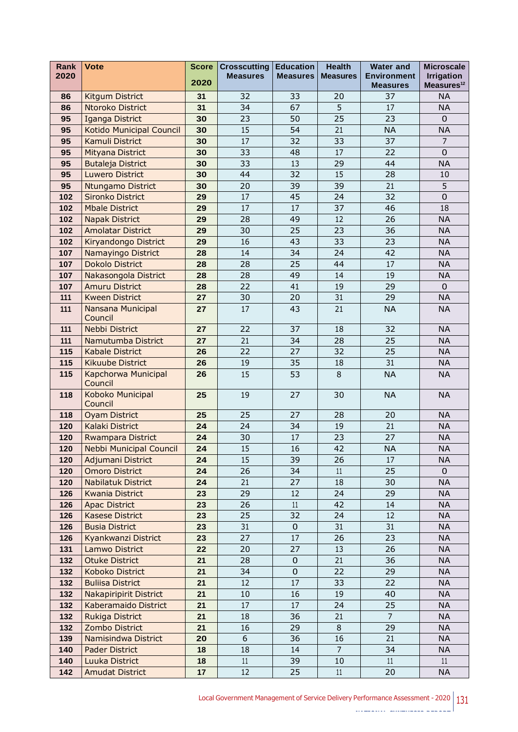| Rank 2020 | Vote | Score 2020 | Crosscutting Measures | Education Measures | Health Measures | Water and Environment Measures | Microscale Irrigation Measures[12] |
|---|---|---|---|---|---|---|---|
| 86 | Kitgum District | 31 | 32 | 33 | 20 | 37 | NA |
| 86 | Ntoroko District | 31 | 34 | 67 | 5 | 17 | NA |
| 95 | Iganga District | 30 | 23 | 50 | 25 | 23 | 0 |
| 95 | Kotido Municipal Council | 30 | 15 | 54 | 21 | NA | NA |
| 95 | Kamuli District | 30 | 17 | 32 | 33 | 37 | 7 |
| 95 | Mityana District | 30 | 33 | 48 | 17 | 22 | 0 |
| 95 | Butaleja District | 30 | 33 | 13 | 29 | 44 | NA |
| 95 | Luwero District | 30 | 44 | 32 | 15 | 28 | 10 |
| 95 | Ntungamo District | 30 | 20 | 39 | 39 | 21 | 5 |
| 102 | Sironko District | 29 | 17 | 45 | 24 | 32 | 0 |
| 102 | Mbale District | 29 | 17 | 17 | 37 | 46 | 18 |
| 102 | Napak District | 29 | 28 | 49 | 12 | 26 | NA |
| 102 | Amolatar District | 29 | 30 | 25 | 23 | 36 | NA |
| 102 | Kiryandongo District | 29 | 16 | 43 | 33 | 23 | NA |
| 107 | Namayingo District | 28 | 14 | 34 | 24 | 42 | NA |
| 107 | Dokolo District | 28 | 28 | 25 | 44 | 17 | NA |
| 107 | Nakasongola District | 28 | 28 | 49 | 14 | 19 | NA |
| 107 | Amuru District | 28 | 22 | 41 | 19 | 29 | 0 |
| 111 | Kween District | 27 | 30 | 20 | 31 | 29 | NA |
| 111 | Nansana Municipal Council | 27 | 17 | 43 | 21 | NA | NA |
| 111 | Nebbi District | 27 | 22 | 37 | 18 | 32 | NA |
| 111 | Namutumba District | 27 | 21 | 34 | 28 | 25 | NA |
| 115 | Kabale District | 26 | 22 | 27 | 32 | 25 | NA |
| 115 | Kikuube District | 26 | 19 | 35 | 18 | 31 | NA |
| 115 | Kapchorwa Municipal Council | 26 | 15 | 53 | 8 | NA | NA |
| 118 | Koboko Municipal Council | 25 | 19 | 27 | 30 | NA | NA |
| 118 | Oyam District | 25 | 25 | 27 | 28 | 20 | NA |
| 120 | Kalaki District | 24 | 24 | 34 | 19 | 21 | NA |
| 120 | Rwampara District | 24 | 30 | 17 | 23 | 27 | NA |
| 120 | Nebbi Municipal Council | 24 | 15 | 16 | 42 | NA | NA |
| 120 | Adjumani District | 24 | 15 | 39 | 26 | 17 | NA |
| 120 | Omoro District | 24 | 26 | 34 | 11 | 25 | 0 |
| 120 | Nabilatuk District | 24 | 21 | 27 | 18 | 30 | NA |
| 126 | Kwania District | 23 | 29 | 12 | 24 | 29 | NA |
| 126 | Apac District | 23 | 26 | 11 | 42 | 14 | NA |
| 126 | Kasese District | 23 | 25 | 32 | 24 | 12 | NA |
| 126 | Busia District | 23 | 31 | 0 | 31 | 31 | NA |
| 126 | Kyankwanzi District | 23 | 27 | 17 | 26 | 23 | NA |
| 131 | Lamwo District | 22 | 20 | 27 | 13 | 26 | NA |
| 132 | Otuke District | 21 | 28 | 0 | 21 | 36 | NA |
| 132 | Koboko District | 21 | 34 | 0 | 22 | 29 | NA |
| 132 | Buliisa District | 21 | 12 | 17 | 33 | 22 | NA |
| 132 | Nakapiripirit District | 21 | 10 | 16 | 19 | 40 | NA |
| 132 | Kaberamaido District | 21 | 17 | 17 | 24 | 25 | NA |
| 132 | Rukiga District | 21 | 18 | 36 | 21 | 7 | NA |
| 132 | Zombo District | 21 | 16 | 29 | 8 | 29 | NA |
| 139 | Namisindwa District | 20 | 6 | 36 | 16 | 21 | NA |
| 140 | Pader District | 18 | 18 | 14 | 7 | 34 | NA |
| 140 | Luuka District | 18 | 11 | 39 | 10 | 11 | 11 |
| 142 | Amudat District | 17 | 12 | 25 | 11 | 20 | NA |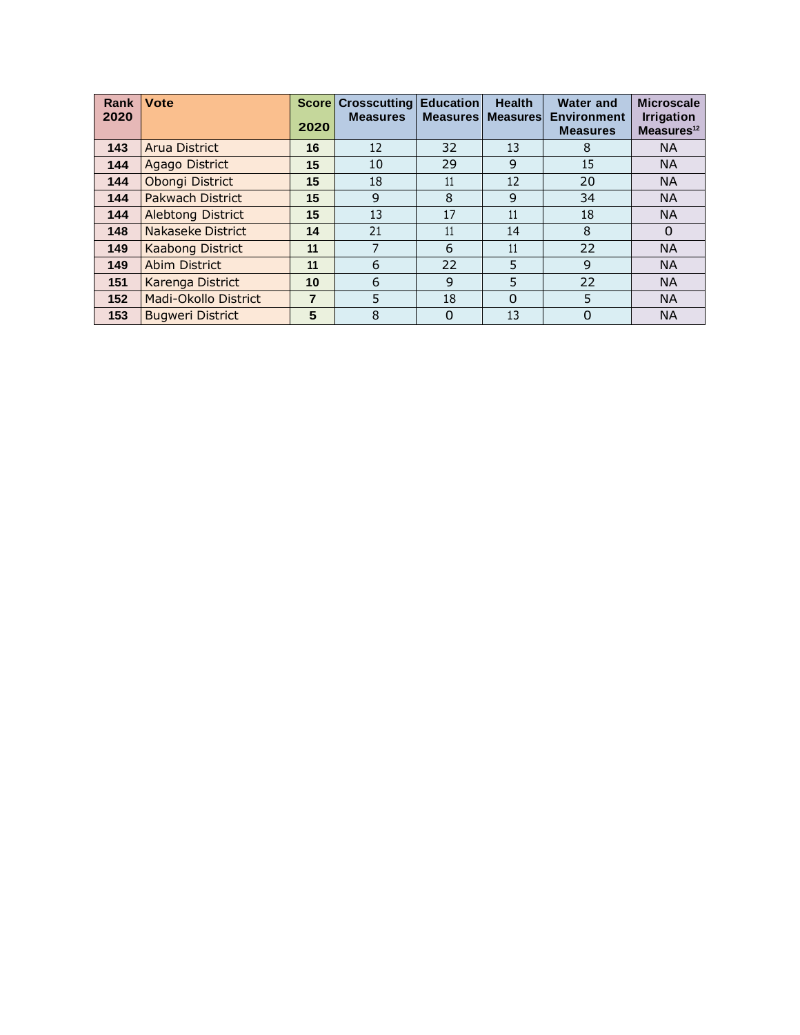| Rank 2020 | Vote | Score 2020 | Crosscutting Measures | Education Measures | Health Measures | Water and Environment Measures | Microscale Irrigation Measures[12] |
|---|---|---|---|---|---|---|---|
| 143 | Arua District | 16 | 12 | 32 | 13 | 8 | NA |
| 144 | Agago District | 15 | 10 | 29 | 9 | 15 | NA |
| 144 | Obongi District | 15 | 18 | 11 | 12 | 20 | NA |
| 144 | Pakwach District | 15 | 9 | 8 | 9 | 34 | NA |
| 144 | Alebtong District | 15 | 13 | 17 | 11 | 18 | NA |
| 148 | Nakaseke District | 14 | 21 | 11 | 14 | 8 | 0 |
| 149 | Kaabong District | 11 | 7 | 6 | 11 | 22 | NA |
| 149 | Abim District | 11 | 6 | 22 | 5 | 9 | NA |
| 151 | Karenga District | 10 | 6 | 9 | 5 | 22 | NA |
| 152 | Madi-Okollo District | 7 | 5 | 18 | 0 | 5 | NA |
| 153 | Bugweri District | 5 | 8 | 0 | 13 | 0 | NA |